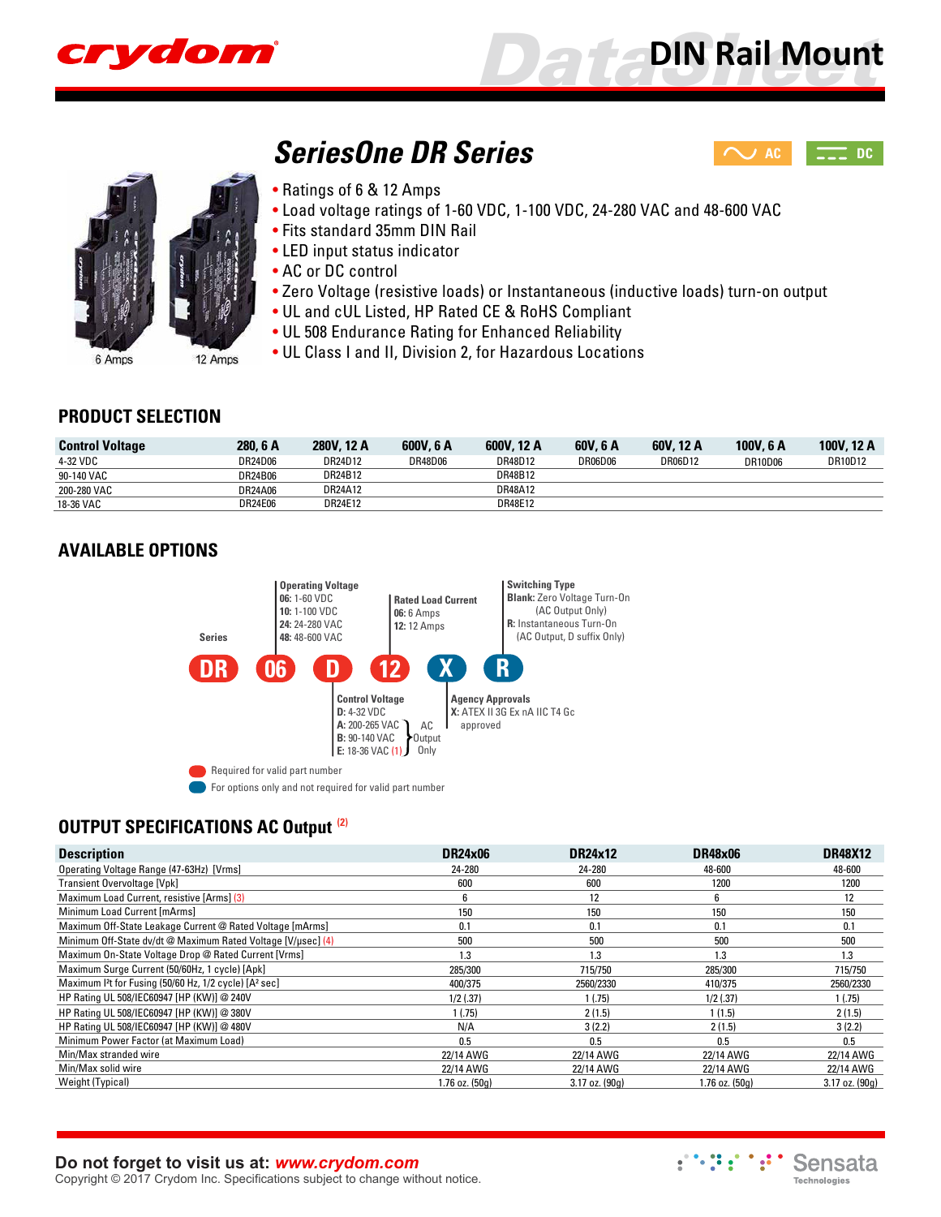# DIN Rail Mount

## SeriesOne DR Series

AC DC

- Ratings of 6 & 12 Amps
- Load voltage ratings of 1-60 VDC, 1-100 VDC, 24-280 VAC and 48-600 VAC
- Fits standard 35mm DIN Rail
- LED input status indicator
- AC or DC control
- Zero Voltage (resistive loads) or Instantaneous (inductive loads) turn-on output
- UL and cUL Listed, HP Rated CE & RoHS Compliant
- UL 508 Endurance Rating for Enhanced Reliability
- UL Class I and II, Division 2, for Hazardous Locations

6 Amps 12 Amps

## PRODUCT SELECTION

| Control Voltage | 280, 6 A | 280V, 12 A | 600V, 6 A | 600V, 12 A | 60V, 6 A | 60V, 12 A | 100V, 6 A | 100V, 12 A |
|---|---|---|---|---|---|---|---|---|
| 4-32 VDC | DR24D06 | DR24D12 | DR48D06 | DR48D12 | DR06D06 | DR06D12 | DR10D06 | DR10D12 |
| 90-140 VAC | DR24B06 | DR24B12 | | DR48B12 | | | | |
| 200-280 VAC | DR24A06 | DR24A12 | | DR48A12 | | | | |
| 18-36 VAC | DR24E06 | DR24E12 | | DR48E12 | | | | |

## AVAILABLE OPTIONS

**DR** **06** **D** **12** **X** **R**

- **Series:** DR
- **Operating Voltage**
  - **06:** 1-60 VDC
  - **10:** 1-100 VDC
  - **24:** 24-280 VAC
  - **48:** 48-600 VAC
- **Control Voltage**
  - **D:** 4-32 VDC
  - **A:** 200-265 VAC (AC Output Only)
  - **B:** 90-140 VAC (AC Output Only)
  - **E:** 18-36 VAC (1) (AC Output Only)
- **Rated Load Current**
  - **06:** 6 Amps
  - **12:** 12 Amps
- **Agency Approvals**
  - **X:** ATEX II 3G Ex nA IIC T4 Gc approved
- **Switching Type**
  - **Blank:** Zero Voltage Turn-On (AC Output Only)
  - **R:** Instantaneous Turn-On (AC Output, D suffix Only)

Required for valid part number (DR, 06, D, 12)

For options only and not required for valid part number (X, R)

## OUTPUT SPECIFICATIONS AC Output (2)

| Description | DR24x06 | DR24x12 | DR48x06 | DR48X12 |
|---|---|---|---|---|
| Operating Voltage Range (47-63Hz) [Vrms] | 24-280 | 24-280 | 48-600 | 48-600 |
| Transient Overvoltage [Vpk] | 600 | 600 | 1200 | 1200 |
| Maximum Load Current, resistive [Arms] (3) | 6 | 12 | 6 | 12 |
| Minimum Load Current [mArms] | 150 | 150 | 150 | 150 |
| Maximum Off-State Leakage Current @ Rated Voltage [mArms] | 0.1 | 0.1 | 0.1 | 0.1 |
| Minimum Off-State dv/dt @ Maximum Rated Voltage [V/µsec] (4) | 500 | 500 | 500 | 500 |
| Maximum On-State Voltage Drop @ Rated Current [Vrms] | 1.3 | 1.3 | 1.3 | 1.3 |
| Maximum Surge Current (50/60Hz, 1 cycle) [Apk] | 285/300 | 715/750 | 285/300 | 715/750 |
| Maximum $I^2t$ for Fusing (50/60 Hz, 1/2 cycle) [$A^2$ sec] | 400/375 | 2560/2330 | 410/375 | 2560/2330 |
| HP Rating UL 508/IEC60947 [HP (KW)] @ 240V | 1/2 (.37) | 1 (.75) | 1/2 (.37) | 1 (.75) |
| HP Rating UL 508/IEC60947 [HP (KW)] @ 380V | 1 (.75) | 2 (1.5) | 1 (1.5) | 2 (1.5) |
| HP Rating UL 508/IEC60947 [HP (KW)] @ 480V | N/A | 3 (2.2) | 2 (1.5) | 3 (2.2) |
| Minimum Power Factor (at Maximum Load) | 0.5 | 0.5 | 0.5 | 0.5 |
| Min/Max stranded wire | 22/14 AWG | 22/14 AWG | 22/14 AWG | 22/14 AWG |
| Min/Max solid wire | 22/14 AWG | 22/14 AWG | 22/14 AWG | 22/14 AWG |
| Weight (Typical) | 1.76 oz. (50g) | 3.17 oz. (90g) | 1.76 oz. (50g) | 3.17 oz. (90g) |

**Do not forget to visit us at:** ***www.crydom.com***

Copyright © 2017 Crydom Inc. Specifications subject to change without notice.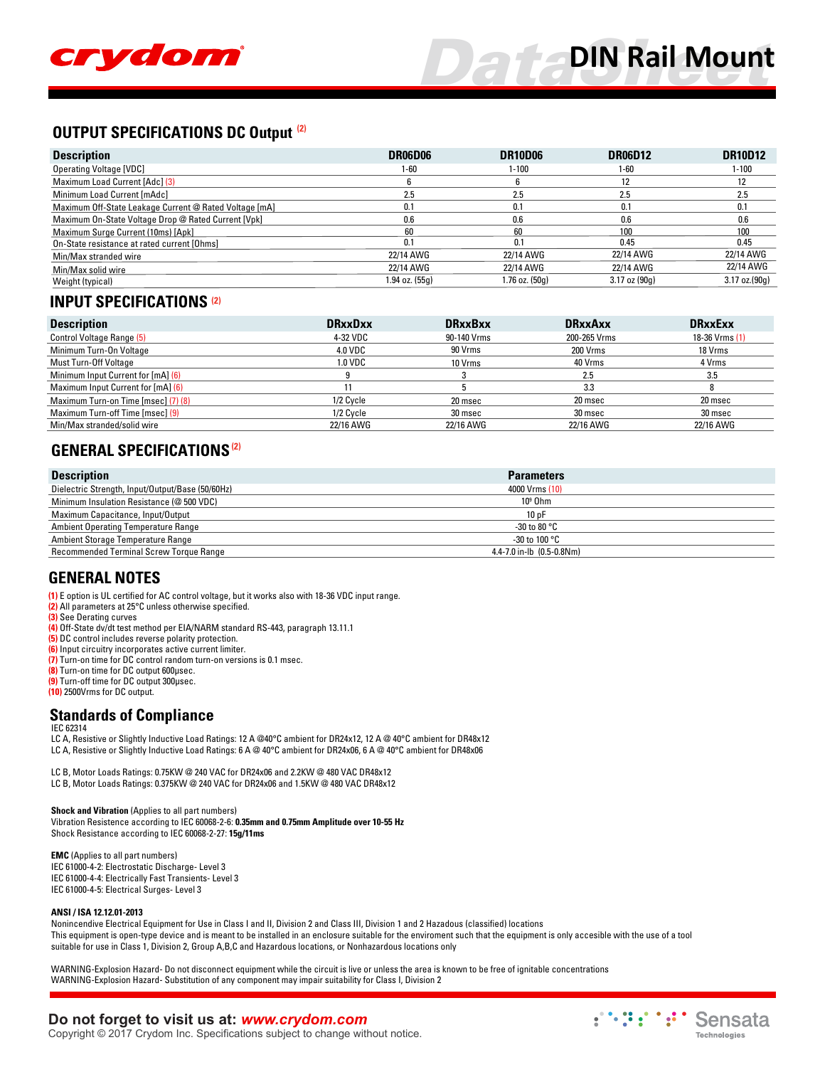## OUTPUT SPECIFICATIONS DC Output (2)

| Description | DR06D06 | DR10D06 | DR06D12 | DR10D12 |
|---|---|---|---|---|
| Operating Voltage [VDC] | 1-60 | 1-100 | 1-60 | 1-100 |
| Maximum Load Current [Adc] (3) | 6 | 6 | 12 | 12 |
| Minimum Load Current [mAdc] | 2.5 | 2.5 | 2.5 | 2.5 |
| Maximum Off-State Leakage Current @ Rated Voltage [mA] | 0.1 | 0.1 | 0.1 | 0.1 |
| Maximum On-State Voltage Drop @ Rated Current [Vpk] | 0.6 | 0.6 | 0.6 | 0.6 |
| Maximum Surge Current (10ms) [Apk] | 60 | 60 | 100 | 100 |
| On-State resistance at rated current [Ohms] | 0.1 | 0.1 | 0.45 | 0.45 |
| Min/Max stranded wire | 22/14 AWG | 22/14 AWG | 22/14 AWG | 22/14 AWG |
| Min/Max solid wire | 22/14 AWG | 22/14 AWG | 22/14 AWG | 22/14 AWG |
| Weight (typical) | 1.94 oz. (55g) | 1.76 oz. (50g) | 3.17 oz (90g) | 3.17 oz.(90g) |

## INPUT SPECIFICATIONS (2)

| Description | DRxxDxx | DRxxBxx | DRxxAxx | DRxxExx |
|---|---|---|---|---|
| Control Voltage Range (5) | 4-32 VDC | 90-140 Vrms | 200-265 Vrms | 18-36 Vrms (1) |
| Minimum Turn-On Voltage | 4.0 VDC | 90 Vrms | 200 Vrms | 18 Vrms |
| Must Turn-Off Voltage | 1.0 VDC | 10 Vrms | 40 Vrms | 4 Vrms |
| Minimum Input Current for [mA] (6) | 9 | 3 | 2.5 | 3.5 |
| Maximum Input Current for [mA] (6) | 11 | 5 | 3.3 | 8 |
| Maximum Turn-on Time [msec] (7) (8) | 1/2 Cycle | 20 msec | 20 msec | 20 msec |
| Maximum Turn-off Time [msec] (9) | 1/2 Cycle | 30 msec | 30 msec | 30 msec |
| Min/Max stranded/solid wire | 22/16 AWG | 22/16 AWG | 22/16 AWG | 22/16 AWG |

## GENERAL SPECIFICATIONS (2)

| Description | Parameters |
|---|---|
| Dielectric Strength, Input/Output/Base (50/60Hz) | 4000 Vrms (10) |
| Minimum Insulation Resistance (@ 500 VDC) | $10^9$ Ohm |
| Maximum Capacitance, Input/Output | 10 pF |
| Ambient Operating Temperature Range | -30 to 80 °C |
| Ambient Storage Temperature Range | -30 to 100 °C |
| Recommended Terminal Screw Torque Range | 4.4-7.0 in-lb (0.5-0.8Nm) |

## GENERAL NOTES

(1) E option is UL certified for AC control voltage, but it works also with 18-36 VDC input range.
(2) All parameters at 25°C unless otherwise specified.
(3) See Derating curves
(4) Off-State dv/dt test method per EIA/NARM standard RS-443, paragraph 13.11.1
(5) DC control includes reverse polarity protection.
(6) Input circuitry incorporates active current limiter.
(7) Turn-on time for DC control random turn-on versions is 0.1 msec.
(8) Turn-on time for DC output 600µsec.
(9) Turn-off time for DC output 300µsec.
(10) 2500Vrms for DC output.

## Standards of Compliance

IEC 62314
LC A, Resistive or Slightly Inductive Load Ratings: 12 A @40°C ambient for DR24x12, 12 A @ 40°C ambient for DR48x12
LC A, Resistive or Slightly Inductive Load Ratings: 6 A @ 40°C ambient for DR24x06, 6 A @ 40°C ambient for DR48x06

LC B, Motor Loads Ratings: 0.75KW @ 240 VAC for DR24x06 and 2.2KW @ 480 VAC DR48x12
LC B, Motor Loads Ratings: 0.375KW @ 240 VAC for DR24x06 and 1.5KW @ 480 VAC DR48x12

**Shock and Vibration** (Applies to all part numbers)
Vibration Resistence according to IEC 60068-2-6: **0.35mm and 0.75mm Amplitude over 10-55 Hz**
Shock Resistance according to IEC 60068-2-27: **15g/11ms**

**EMC** (Applies to all part numbers)
IEC 61000-4-2: Electrostatic Discharge- Level 3
IEC 61000-4-4: Electrically Fast Transients- Level 3
IEC 61000-4-5: Electrical Surges- Level 3

**ANSI / ISA 12.12.01-2013**
Nonincendive Electrical Equipment for Use in Class I and II, Division 2 and Class III, Division 1 and 2 Hazadous (classified) locations
This equipment is open-type device and is meant to be installed in an enclosure suitable for the enviroment such that the equipment is only accesible with the use of a tool suitable for use in Class 1, Division 2, Group A,B,C and Hazardous locations, or Nonhazardous locations only

WARNING-Explosion Hazard- Do not disconnect equipment while the circuit is live or unless the area is known to be free of ignitable concentrations
WARNING-Explosion Hazard- Substitution of any component may impair suitability for Class I, Division 2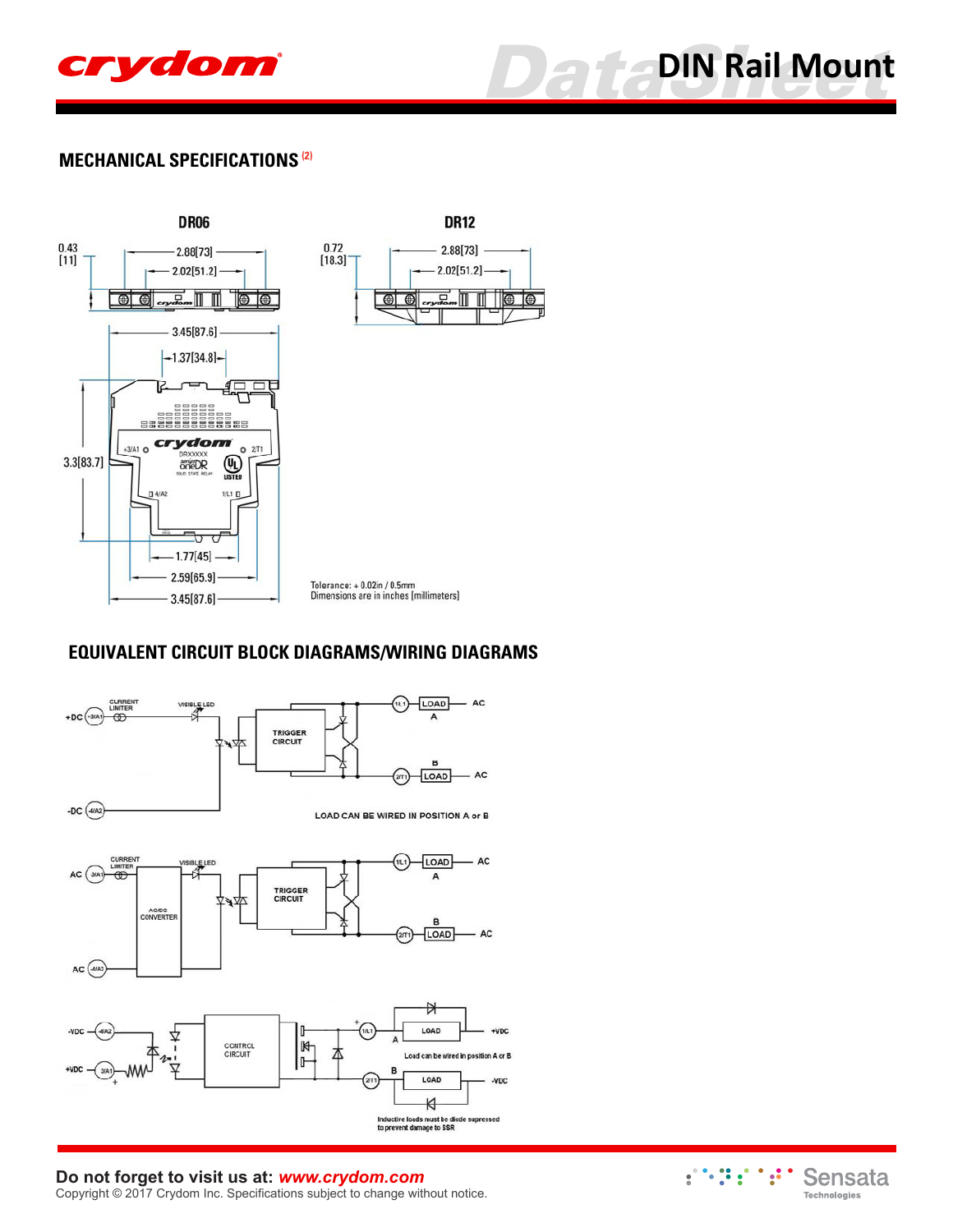## MECHANICAL SPECIFICATIONS [(2)]

**DR06**

0.43 [11]

2.88[73]

2.02[51.2]

3.45[87.6]

1.37[34.8]

3.3[83.7]

1.77[45]

2.59[65.9]

3.45[87.6]

**DR12**

0.72 [18.3]

2.88[73]

2.02[51.2]

Tolerance: ± 0.02in / 0.5mm
Dimensions are in inches [millimeters]

## EQUIVALENT CIRCUIT BLOCK DIAGRAMS/WIRING DIAGRAMS

+DC (+3/A1) CURRENT LIMITER, VISIBLE LED, TRIGGER CIRCUIT, -DC (4/A2), (1/L1) LOAD A AC, (2/T1) LOAD B AC

LOAD CAN BE WIRED IN POSITION A or B

AC (3/A1) CURRENT LIMITER, VISIBLE LED, AC/DC CONVERTER, TRIGGER CIRCUIT, AC (4/A2), (1/L1) LOAD A AC, (2/T1) LOAD B AC

-VDC (4/A2), +VDC (3/A1), CONTROL CIRCUIT, (1/L1) LOAD A +VDC, (2/T1) LOAD B -VDC

Load can be wired in position A or B

Inductive loads must be diode supressed to prevent damage to SSR

**Do not forget to visit us at:** ***www.crydom.com***
Copyright © 2017 Crydom Inc. Specifications subject to change without notice.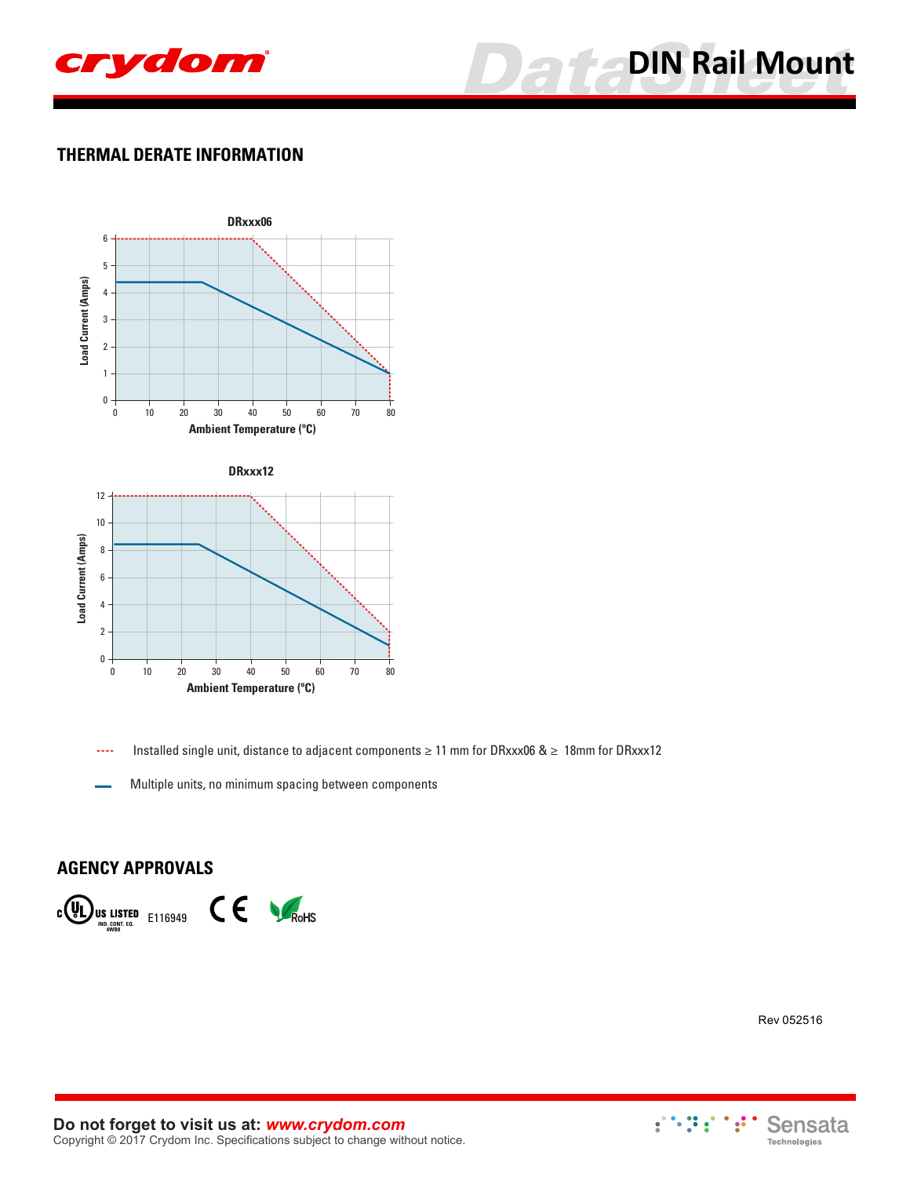## THERMAL DERATE INFORMATION

DRxxx06

Load Current (Amps)

Ambient Temperature (°C)

DRxxx12

Load Current (Amps)

Ambient Temperature (°C)

---- Installed single unit, distance to adjacent components ≥ 11 mm for DRxxx06 & ≥ 18mm for DRxxx12

— Multiple units, no minimum spacing between components

## AGENCY APPROVALS

c UL US LISTED IND. CONT. EQ. 4WB8 E116949 CE RoHS

Rev 052516

**Do not forget to visit us at:** ***www.crydom.com***
Copyright © 2017 Crydom Inc. Specifications subject to change without notice.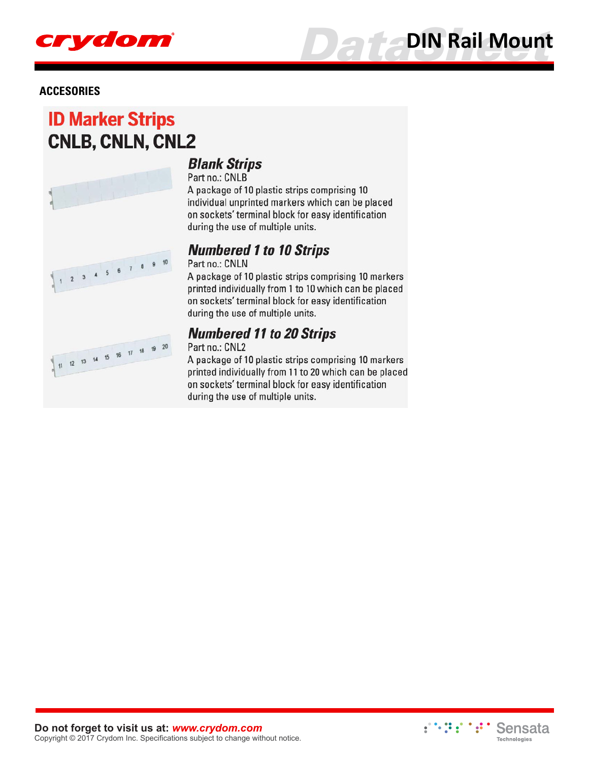## ACCESORIES

# ID Marker Strips
## CNLB, CNLN, CNL2

### *Blank Strips*

Part no.: CNLB

A package of 10 plastic strips comprising 10 individual unprinted markers which can be placed on sockets' terminal block for easy identification during the use of multiple units.

### *Numbered 1 to 10 Strips*

Part no.: CNLN

A package of 10 plastic strips comprising 10 markers printed individually from 1 to 10 which can be placed on sockets' terminal block for easy identification during the use of multiple units.

### *Numbered 11 to 20 Strips*

Part no.: CNL2

A package of 10 plastic strips comprising 10 markers printed individually from 11 to 20 which can be placed on sockets' terminal block for easy identification during the use of multiple units.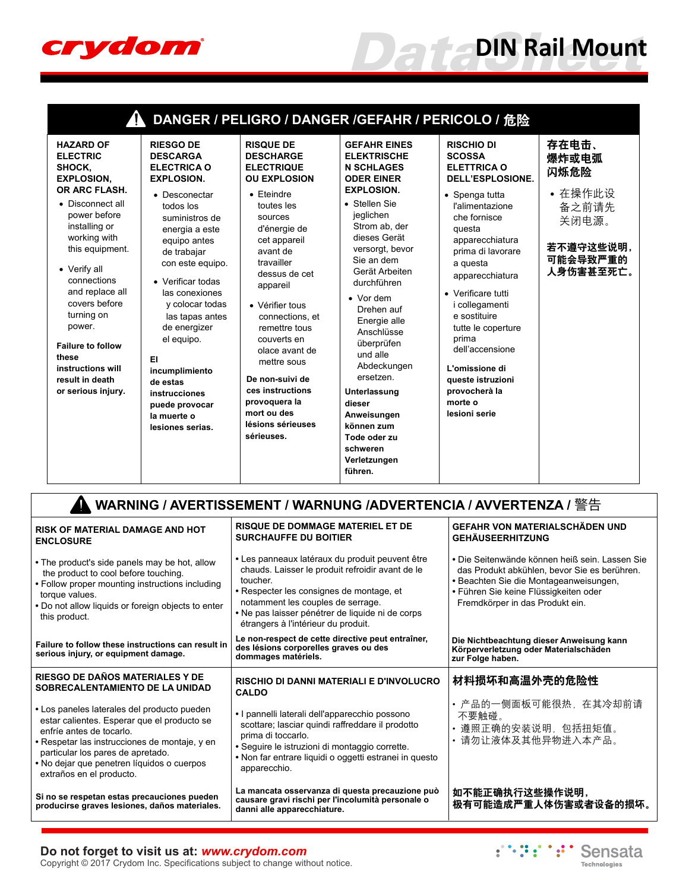# DIN Rail Mount

## DANGER / PELIGRO / DANGER /GEFAHR / PERICOLO / 危险

**HAZARD OF ELECTRIC SHOCK, EXPLOSION, OR ARC FLASH.**

- Disconnect all power before installing or working with this equipment.
- Verify all connections and replace all covers before turning on power.

**Failure to follow these instructions will result in death or serious injury.**

**RIESGO DE DESCARGA ELECTRICA O EXPLOSION.**

- Desconectar todos los suministros de energia a este equipo antes de trabajar con este equipo.
- Verificar todas las conexiones y colocar todas las tapas antes de energizer el equipo.

**El incumplimiento de estas instrucciones puede provocar la muerte o lesiones serias.**

**RISQUE DE DESCHARGE ELECTRIQUE OU EXPLOSION**

- Eteindre toutes les sources d'énergie de cet appareil avant de travailler dessus de cet appareil
- Vérifier tous connections, et remettre tous couverts en olace avant de mettre sous

**De non-suivi de ces instructions provoquera la mort ou des lésions sérieuses sérieuses.**

**GEFAHR EINES ELEKTRISCHEN SCHLAGES ODER EINER EXPLOSION.**

- Stellen Sie jeglichen Strom ab, der dieses Gerät versorgt, bevor Sie an dem Gerät Arbeiten durchführen
- Vor dem Drehen auf Energie alle Anschlüsse überprüfen und alle Abdeckungen ersetzen.

**Unterlassung dieser Anweisungen können zum Tode oder zu schweren Verletzungen führen.**

**RISCHIO DI SCOSSA ELETTRICA O DELL'ESPLOSIONE.**

- Spenga tutta l'alimentazione che fornisce questa apparecchiatura prima di lavorare a questa apparecchiatura
- Verificare tutti i collegamenti e sostituire tutte le coperture prima dell'accensione

**L'omissione di queste istruzioni provocherà la morte o lesioni serie**

**存在电击、爆炸或电弧闪烁危险**

- 在操作此设备之前请先关闭电源。

**若不遵守这些说明，可能会导致严重的人身伤害甚至死亡。**

## WARNING / AVERTISSEMENT / WARNUNG /ADVERTENCIA / AVVERTENZA / 警告

**RISK OF MATERIAL DAMAGE AND HOT ENCLOSURE**

- The product's side panels may be hot, allow the product to cool before touching.
- Follow proper mounting instructions including torque values.
- Do not allow liquids or foreign objects to enter this product.

**Failure to follow these instructions can result in serious injury, or equipment damage.**

**RISQUE DE DOMMAGE MATERIEL ET DE SURCHAUFFE DU BOITIER**

- Les panneaux latéraux du produit peuvent être chauds. Laisser le produit refroidir avant de le toucher.
- Respecter les consignes de montage, et notamment les couples de serrage.
- Ne pas laisser pénétrer de liquide ni de corps étrangers à l'intérieur du produit.

**Le non-respect de cette directive peut entraîner, des lésions corporelles graves ou des dommages matériels.**

**GEFAHR VON MATERIALSCHÄDEN UND GEHÄUSEERHITZUNG**

- Die Seitenwände können heiß sein. Lassen Sie das Produkt abkühlen, bevor Sie es berühren.
- Beachten Sie die Montageanweisungen,
- Führen Sie keine Flüssigkeiten oder Fremdkörper in das Produkt ein.

**Die Nichtbeachtung dieser Anweisung kann Körperverletzung oder Materialschäden zur Folge haben.**

**RIESGO DE DAÑOS MATERIALES Y DE SOBRECALENTAMIENTO DE LA UNIDAD**

- Los paneles laterales del producto pueden estar calientes. Esperar que el producto se enfríe antes de tocarlo.
- Respetar las instrucciones de montaje, y en particular los pares de apretado.
- No dejar que penetren líquidos o cuerpos extraños en el producto.

**Si no se respetan estas precauciones pueden producirse graves lesiones, daños materiales.**

**RISCHIO DI DANNI MATERIALI E D'INVOLUCRO CALDO**

- I pannelli laterali dell'apparecchio possono scottare; lasciar quindi raffreddare il prodotto prima di toccarlo.
- Seguire le istruzioni di montaggio corrette.
- Non far entrare liquidi o oggetti estranei in questo apparecchio.

**La mancata osservanza di questa precauzione può causare gravi rischi per l'incolumità personale o danni alle apparecchiature.**

**材料损坏和高温外壳的危险性**

- 产品的一侧面板可能很热，在其冷却前请不要触碰。
- 遵照正确的安装说明，包括扭矩值。
- 请勿让液体及其他异物进入本产品。

**如不能正确执行这些操作说明，极有可能造成严重人体伤害或者设备的损坏。**

**Do not forget to visit us at:** ***www.crydom.com***
Copyright © 2017 Crydom Inc. Specifications subject to change without notice.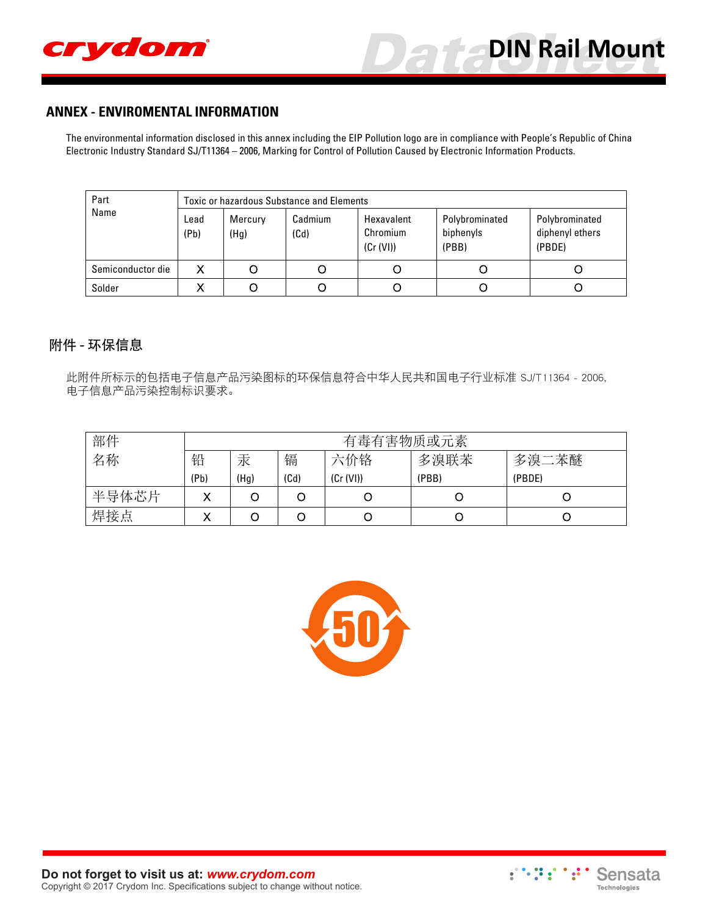## ANNEX - ENVIROMENTAL INFORMATION

The environmental information disclosed in this annex including the EIP Pollution logo are in compliance with People's Republic of China Electronic Industry Standard SJ/T11364 – 2006, Marking for Control of Pollution Caused by Electronic Information Products.

| Part Name | Toxic or hazardous Substance and Elements | | | | | |
|---|---|---|---|---|---|---|
| | Lead (Pb) | Mercury (Hg) | Cadmium (Cd) | Hexavalent Chromium (Cr (VI)) | Polybrominated biphenyls (PBB) | Polybrominated diphenyl ethers (PBDE) |
| Semiconductor die | X | O | O | O | O | O |
| Solder | X | O | O | O | O | O |

## 附件 - 环保信息

此附件所标示的包括电子信息产品污染图标的环保信息符合中华人民共和国电子行业标准 SJ/T11364 - 2006, 电子信息产品污染控制标识要求。

| 部件名称 | 有毒有害物质或元素 | | | | | |
|---|---|---|---|---|---|---|
| | 铅 (Pb) | 汞 (Hg) | 镉 (Cd) | 六价铬 (Cr (VI)) | 多溴联苯 (PBB) | 多溴二苯醚 (PBDE) |
| 半导体芯片 | X | O | O | O | O | O |
| 焊接点 | X | O | O | O | O | O |

50

Do not forget to visit us at: *www.crydom.com*
Copyright © 2017 Crydom Inc. Specifications subject to change without notice.